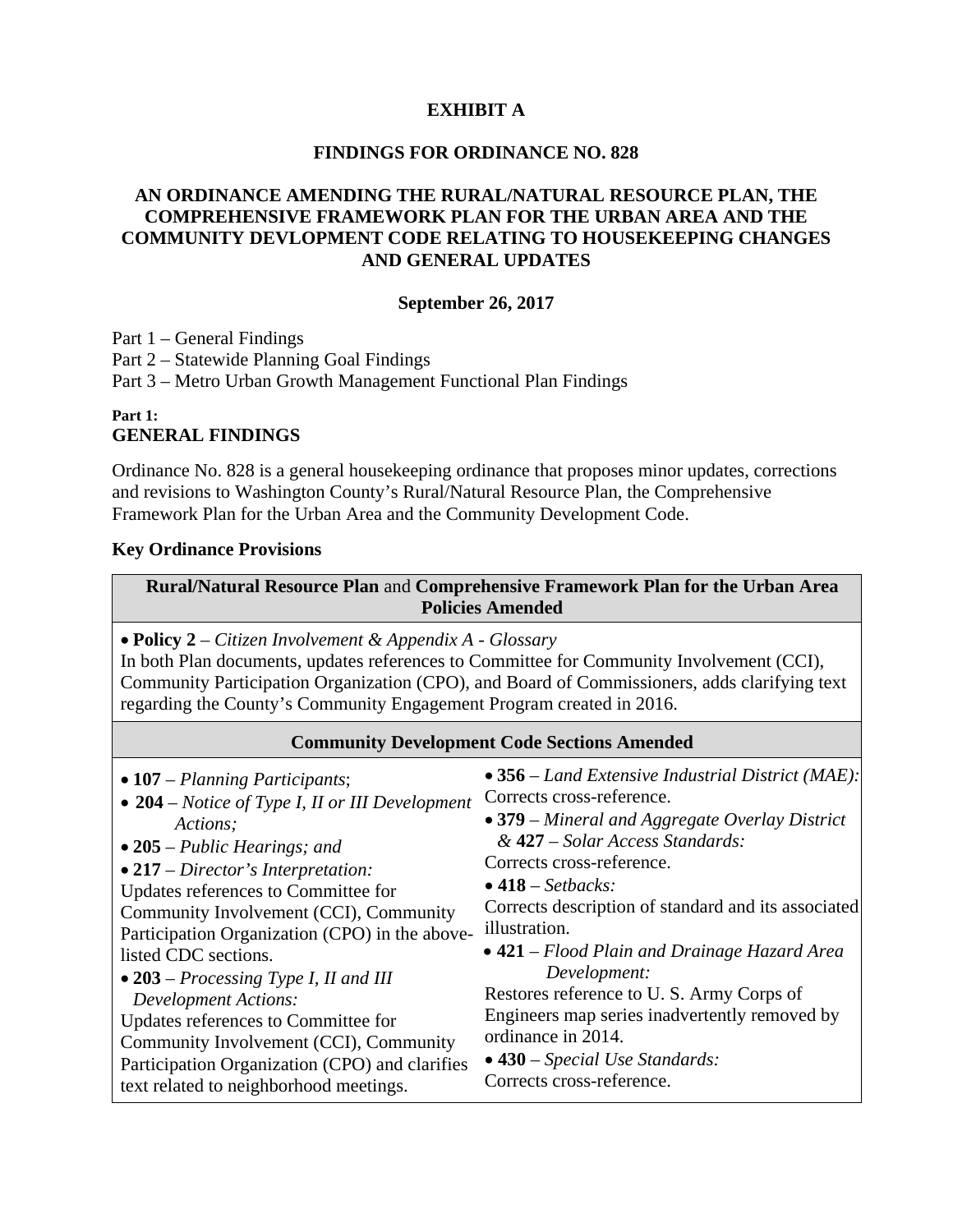# EXHIBIT A

## FINDINGS FOR ORDINANCE NO. 828

## AN ORDINANCE AMENDING THE RURAL/NATURAL RESOURCE PLAN, THE COMPREHENSIVE FRAMEWORK PLAN FOR THE URBAN AREA AND THE COMMUNITY DEVLOPMENT CODE RELATING TO HOUSEKEEPING CHANGES AND GENERAL UPDATES

**September 26, 2017**

Part 1 – General Findings
Part 2 – Statewide Planning Goal Findings
Part 3 – Metro Urban Growth Management Functional Plan Findings

**Part 1:**
### GENERAL FINDINGS

Ordinance No. 828 is a general housekeeping ordinance that proposes minor updates, corrections and revisions to Washington County's Rural/Natural Resource Plan, the Comprehensive Framework Plan for the Urban Area and the Community Development Code.

**Key Ordinance Provisions**

| **Rural/Natural Resource Plan** and **Comprehensive Framework Plan for the Urban Area Policies Amended** |
|---|
| • **Policy 2** – *Citizen Involvement & Appendix A - Glossary*<br>In both Plan documents, updates references to Committee for Community Involvement (CCI), Community Participation Organization (CPO), and Board of Commissioners, adds clarifying text regarding the County's Community Engagement Program created in 2016. |

| **Community Development Code Sections Amended** | |
|---|---|
| • **107** – *Planning Participants*;<br>• **204** – *Notice of Type I, II or III Development Actions;*<br>• **205** – *Public Hearings; and*<br>• **217** – *Director's Interpretation:*<br>Updates references to Committee for Community Involvement (CCI), Community Participation Organization (CPO) in the above-listed CDC sections.<br>• **203** – *Processing Type I, II and III Development Actions:*<br>Updates references to Committee for Community Involvement (CCI), Community Participation Organization (CPO) and clarifies text related to neighborhood meetings. | • **356** – *Land Extensive Industrial District (MAE):*<br>Corrects cross-reference.<br>• **379** – *Mineral and Aggregate Overlay District & 427 – Solar Access Standards:*<br>Corrects cross-reference.<br>• **418** – *Setbacks:*<br>Corrects description of standard and its associated illustration.<br>• **421** – *Flood Plain and Drainage Hazard Area Development:*<br>Restores reference to U. S. Army Corps of Engineers map series inadvertently removed by ordinance in 2014.<br>• **430** – *Special Use Standards:*<br>Corrects cross-reference. |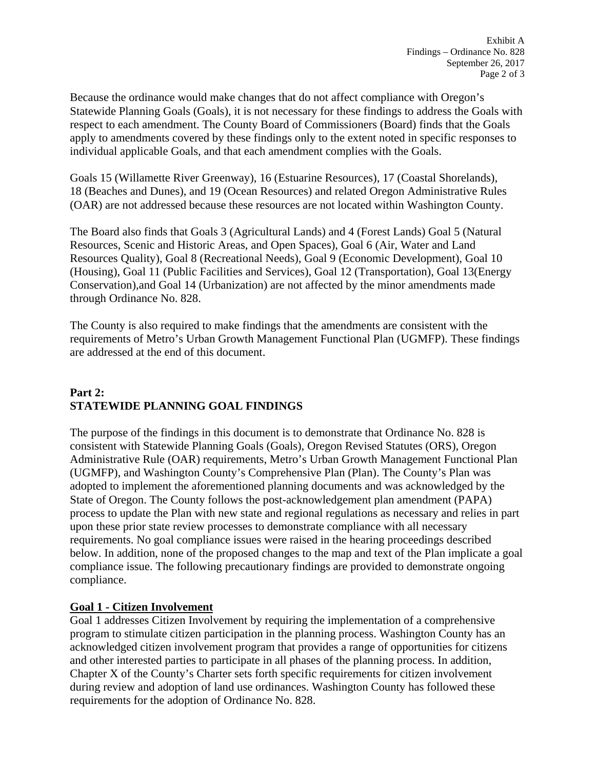Because the ordinance would make changes that do not affect compliance with Oregon's Statewide Planning Goals (Goals), it is not necessary for these findings to address the Goals with respect to each amendment. The County Board of Commissioners (Board) finds that the Goals apply to amendments covered by these findings only to the extent noted in specific responses to individual applicable Goals, and that each amendment complies with the Goals.

Goals 15 (Willamette River Greenway), 16 (Estuarine Resources), 17 (Coastal Shorelands), 18 (Beaches and Dunes), and 19 (Ocean Resources) and related Oregon Administrative Rules (OAR) are not addressed because these resources are not located within Washington County.

The Board also finds that Goals 3 (Agricultural Lands) and 4 (Forest Lands) Goal 5 (Natural Resources, Scenic and Historic Areas, and Open Spaces), Goal 6 (Air, Water and Land Resources Quality), Goal 8 (Recreational Needs), Goal 9 (Economic Development), Goal 10 (Housing), Goal 11 (Public Facilities and Services), Goal 12 (Transportation), Goal 13(Energy Conservation),and Goal 14 (Urbanization) are not affected by the minor amendments made through Ordinance No. 828.

The County is also required to make findings that the amendments are consistent with the requirements of Metro's Urban Growth Management Functional Plan (UGMFP). These findings are addressed at the end of this document.

## Part 2:
## STATEWIDE PLANNING GOAL FINDINGS

The purpose of the findings in this document is to demonstrate that Ordinance No. 828 is consistent with Statewide Planning Goals (Goals), Oregon Revised Statutes (ORS), Oregon Administrative Rule (OAR) requirements, Metro's Urban Growth Management Functional Plan (UGMFP), and Washington County's Comprehensive Plan (Plan). The County's Plan was adopted to implement the aforementioned planning documents and was acknowledged by the State of Oregon. The County follows the post-acknowledgement plan amendment (PAPA) process to update the Plan with new state and regional regulations as necessary and relies in part upon these prior state review processes to demonstrate compliance with all necessary requirements. No goal compliance issues were raised in the hearing proceedings described below. In addition, none of the proposed changes to the map and text of the Plan implicate a goal compliance issue. The following precautionary findings are provided to demonstrate ongoing compliance.

### Goal 1 - Citizen Involvement

Goal 1 addresses Citizen Involvement by requiring the implementation of a comprehensive program to stimulate citizen participation in the planning process. Washington County has an acknowledged citizen involvement program that provides a range of opportunities for citizens and other interested parties to participate in all phases of the planning process. In addition, Chapter X of the County's Charter sets forth specific requirements for citizen involvement during review and adoption of land use ordinances. Washington County has followed these requirements for the adoption of Ordinance No. 828.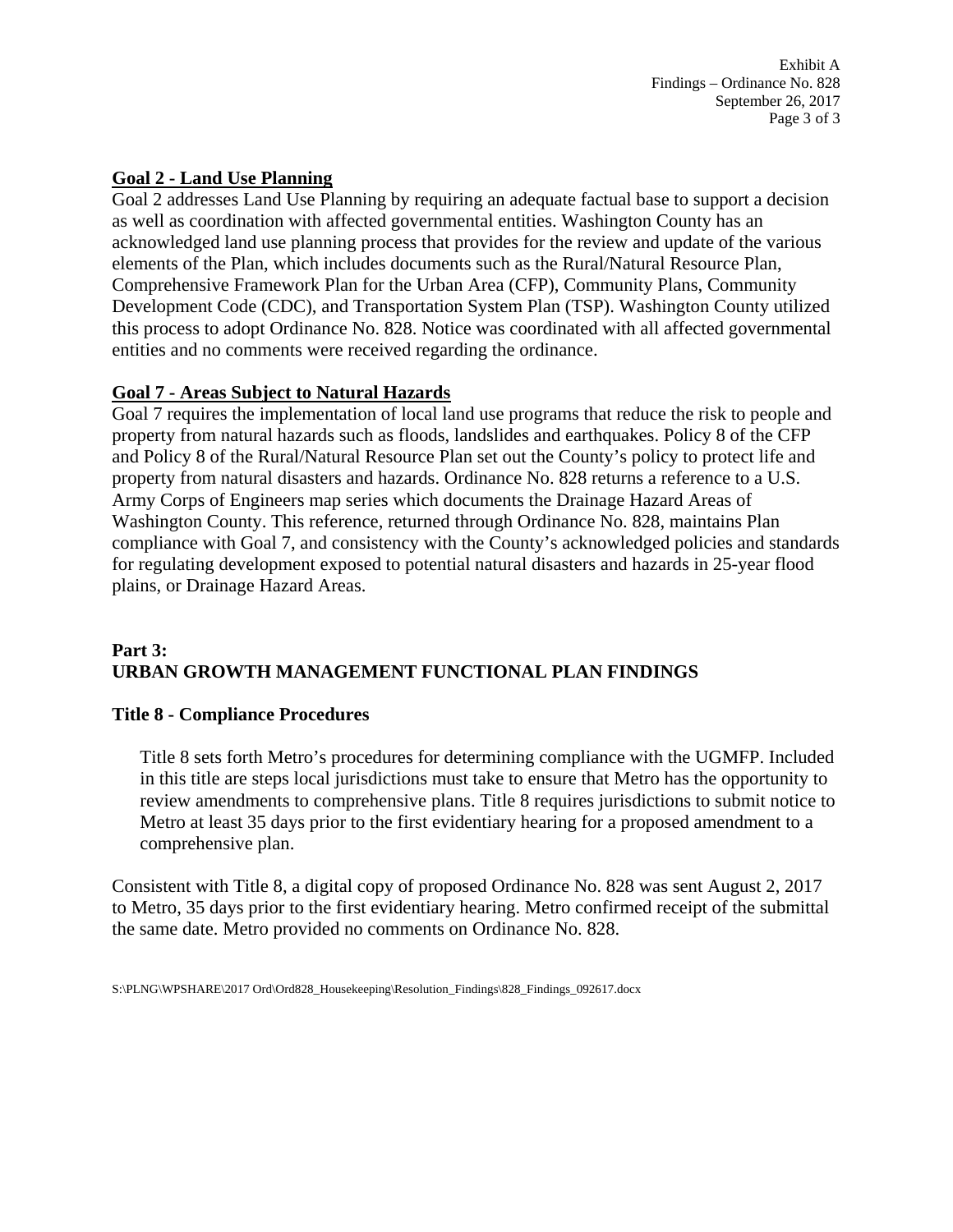**Goal 2 - Land Use Planning**

Goal 2 addresses Land Use Planning by requiring an adequate factual base to support a decision as well as coordination with affected governmental entities. Washington County has an acknowledged land use planning process that provides for the review and update of the various elements of the Plan, which includes documents such as the Rural/Natural Resource Plan, Comprehensive Framework Plan for the Urban Area (CFP), Community Plans, Community Development Code (CDC), and Transportation System Plan (TSP). Washington County utilized this process to adopt Ordinance No. 828. Notice was coordinated with all affected governmental entities and no comments were received regarding the ordinance.

**Goal 7 - Areas Subject to Natural Hazards**

Goal 7 requires the implementation of local land use programs that reduce the risk to people and property from natural hazards such as floods, landslides and earthquakes. Policy 8 of the CFP and Policy 8 of the Rural/Natural Resource Plan set out the County's policy to protect life and property from natural disasters and hazards. Ordinance No. 828 returns a reference to a U.S. Army Corps of Engineers map series which documents the Drainage Hazard Areas of Washington County. This reference, returned through Ordinance No. 828, maintains Plan compliance with Goal 7, and consistency with the County's acknowledged policies and standards for regulating development exposed to potential natural disasters and hazards in 25-year flood plains, or Drainage Hazard Areas.

## Part 3: URBAN GROWTH MANAGEMENT FUNCTIONAL PLAN FINDINGS

### Title 8 - Compliance Procedures

Title 8 sets forth Metro's procedures for determining compliance with the UGMFP. Included in this title are steps local jurisdictions must take to ensure that Metro has the opportunity to review amendments to comprehensive plans. Title 8 requires jurisdictions to submit notice to Metro at least 35 days prior to the first evidentiary hearing for a proposed amendment to a comprehensive plan.

Consistent with Title 8, a digital copy of proposed Ordinance No. 828 was sent August 2, 2017 to Metro, 35 days prior to the first evidentiary hearing. Metro confirmed receipt of the submittal the same date. Metro provided no comments on Ordinance No. 828.

S:\PLNG\WPSHARE\2017 Ord\Ord828_Housekeeping\Resolution_Findings\828_Findings_092617.docx